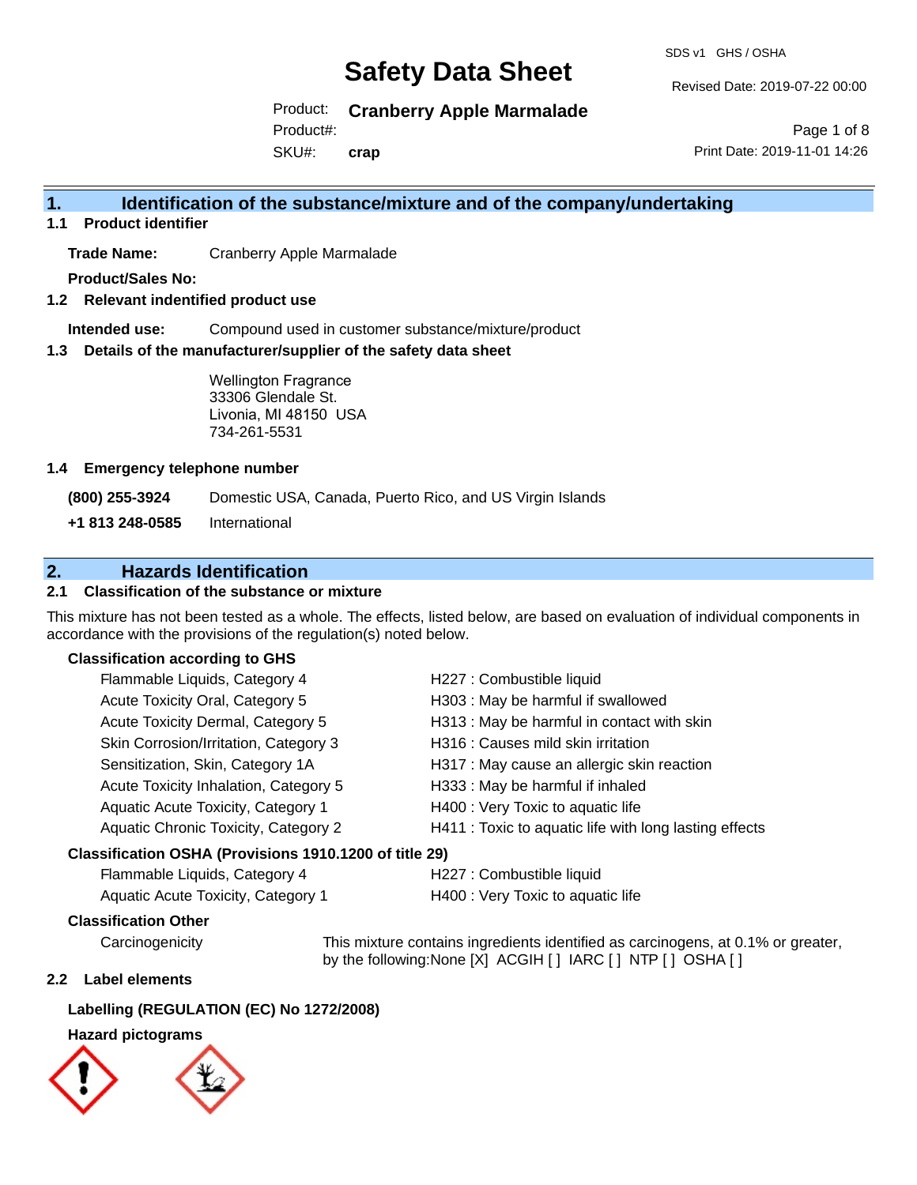# Safety Data Sheet

SDS v1 GHS / OSHA

Revised Date: 2019-07-22 00:00

Product: **Cranberry Apple Marmalade**

Product#:

SKU#: **crap**

Print Date: 2019-11-01 14:26

## 1. Identification of the substance/mixture and of the company/undertaking

### 1.1 Product identifier

**Trade Name:** Cranberry Apple Marmalade

**Product/Sales No:**

### 1.2 Relevant indentified product use

**Intended use:** Compound used in customer substance/mixture/product

### 1.3 Details of the manufacturer/supplier of the safety data sheet

Wellington Fragrance
33306 Glendale St.
Livonia, MI 48150 USA
734-261-5531

### 1.4 Emergency telephone number

| | |
|---|---|
| **(800) 255-3924** | Domestic USA, Canada, Puerto Rico, and US Virgin Islands |
| **+1 813 248-0585** | International |

## 2. Hazards Identification

### 2.1 Classification of the substance or mixture

This mixture has not been tested as a whole. The effects, listed below, are based on evaluation of individual components in accordance with the provisions of the regulation(s) noted below.

**Classification according to GHS**

| | |
|---|---|
| Flammable Liquids, Category 4 | H227 : Combustible liquid |
| Acute Toxicity Oral, Category 5 | H303 : May be harmful if swallowed |
| Acute Toxicity Dermal, Category 5 | H313 : May be harmful in contact with skin |
| Skin Corrosion/Irritation, Category 3 | H316 : Causes mild skin irritation |
| Sensitization, Skin, Category 1A | H317 : May cause an allergic skin reaction |
| Acute Toxicity Inhalation, Category 5 | H333 : May be harmful if inhaled |
| Aquatic Acute Toxicity, Category 1 | H400 : Very Toxic to aquatic life |
| Aquatic Chronic Toxicity, Category 2 | H411 : Toxic to aquatic life with long lasting effects |

**Classification OSHA (Provisions 1910.1200 of title 29)**

| | |
|---|---|
| Flammable Liquids, Category 4 | H227 : Combustible liquid |
| Aquatic Acute Toxicity, Category 1 | H400 : Very Toxic to aquatic life |

**Classification Other**

Carcinogenicity: This mixture contains ingredients identified as carcinogens, at 0.1% or greater, by the following:None [X] ACGIH [ ] IARC [ ] NTP [ ] OSHA [ ]

### 2.2 Label elements

**Labelling (REGULATION (EC) No 1272/2008)**

**Hazard pictograms**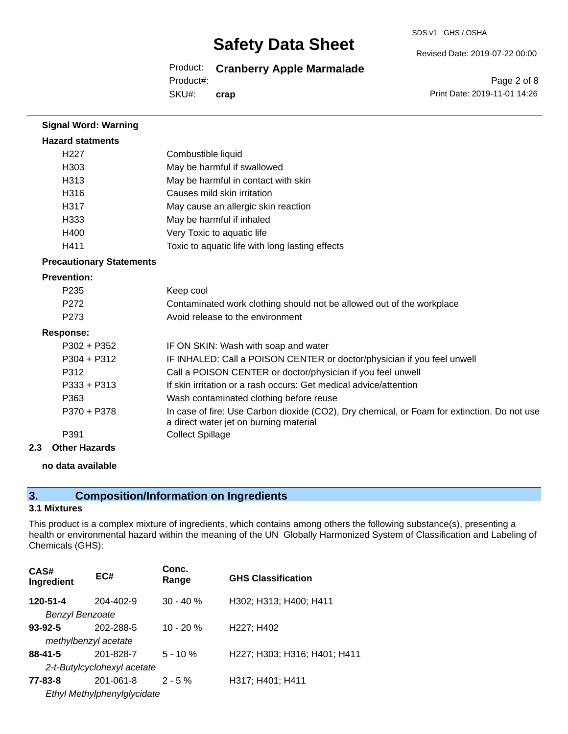**Signal Word: Warning**

**Hazard statments**

| | |
|---|---|
| H227 | Combustible liquid |
| H303 | May be harmful if swallowed |
| H313 | May be harmful in contact with skin |
| H316 | Causes mild skin irritation |
| H317 | May cause an allergic skin reaction |
| H333 | May be harmful if inhaled |
| H400 | Very Toxic to aquatic life |
| H411 | Toxic to aquatic life with long lasting effects |

**Precautionary Statements**

**Prevention:**

| | |
|---|---|
| P235 | Keep cool |
| P272 | Contaminated work clothing should not be allowed out of the workplace |
| P273 | Avoid release to the environment |

**Response:**

| | |
|---|---|
| P302 + P352 | IF ON SKIN: Wash with soap and water |
| P304 + P312 | IF INHALED: Call a POISON CENTER or doctor/physician if you feel unwell |
| P312 | Call a POISON CENTER or doctor/physician if you feel unwell |
| P333 + P313 | If skin irritation or a rash occurs: Get medical advice/attention |
| P363 | Wash contaminated clothing before reuse |
| P370 + P378 | In case of fire: Use Carbon dioxide ($CO_2$), Dry chemical, or Foam for extinction. Do not use a direct water jet on burning material |
| P391 | Collect Spillage |

**2.3 Other Hazards**

**no data available**

## 3. Composition/Information on Ingredients

### 3.1 Mixtures

This product is a complex mixture of ingredients, which contains among others the following substance(s), presenting a health or environmental hazard within the meaning of the UN Globally Harmonized System of Classification and Labeling of Chemicals (GHS):

| CAS# Ingredient | EC# | Conc. Range | GHS Classification |
|---|---|---|---|
| **120-51-4** *Benzyl Benzoate* | 204-402-9 | 30 - 40 % | H302; H313; H400; H411 |
| **93-92-5** *methylbenzyl acetate* | 202-288-5 | 10 - 20 % | H227; H402 |
| **88-41-5** *2-t-Butylcyclohexyl acetate* | 201-828-7 | 5 - 10 % | H227; H303; H316; H401; H411 |
| **77-83-8** *Ethyl Methylphenylglycidate* | 201-061-8 | 2 - 5 % | H317; H401; H411 |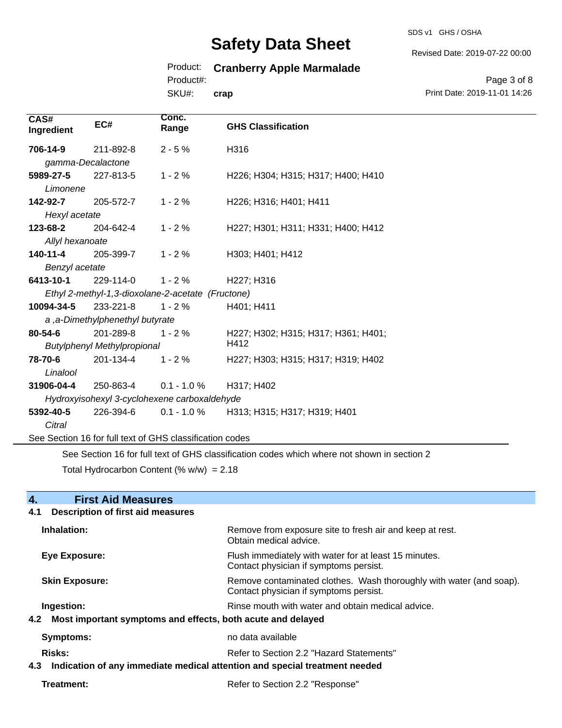| CAS# Ingredient | EC# | Conc. Range | GHS Classification |
|---|---|---|---|
| **706-14-9** *gamma-Decalactone* | 211-892-8 | 2 - 5 % | H316 |
| **5989-27-5** *Limonene* | 227-813-5 | 1 - 2 % | H226; H304; H315; H317; H400; H410 |
| **142-92-7** *Hexyl acetate* | 205-572-7 | 1 - 2 % | H226; H316; H401; H411 |
| **123-68-2** *Allyl hexanoate* | 204-642-4 | 1 - 2 % | H227; H301; H311; H331; H400; H412 |
| **140-11-4** *Benzyl acetate* | 205-399-7 | 1 - 2 % | H303; H401; H412 |
| **6413-10-1** *Ethyl 2-methyl-1,3-dioxolane-2-acetate (Fructone)* | 229-114-0 | 1 - 2 % | H227; H316 |
| **10094-34-5** *a ,a-Dimethylphenethyl butyrate* | 233-221-8 | 1 - 2 % | H401; H411 |
| **80-54-6** *Butylphenyl Methylpropional* | 201-289-8 | 1 - 2 % | H227; H302; H315; H317; H361; H401; H412 |
| **78-70-6** *Linalool* | 201-134-4 | 1 - 2 % | H227; H303; H315; H317; H319; H402 |
| **31906-04-4** *Hydroxyisohexyl 3-cyclohexene carboxaldehyde* | 250-863-4 | 0.1 - 1.0 % | H317; H402 |
| **5392-40-5** *Citral* | 226-394-6 | 0.1 - 1.0 % | H313; H315; H317; H319; H401 |

See Section 16 for full text of GHS classification codes

See Section 16 for full text of GHS classification codes which where not shown in section 2

Total Hydrocarbon Content (% w/w) = 2.18

## 4. First Aid Measures

### 4.1 Description of first aid measures

**Inhalation:** Remove from exposure site to fresh air and keep at rest. Obtain medical advice.

**Eye Exposure:** Flush immediately with water for at least 15 minutes. Contact physician if symptoms persist.

**Skin Exposure:** Remove contaminated clothes. Wash thoroughly with water (and soap). Contact physician if symptoms persist.

**Ingestion:** Rinse mouth with water and obtain medical advice.

### 4.2 Most important symptoms and effects, both acute and delayed

**Symptoms:** no data available

**Risks:** Refer to Section 2.2 "Hazard Statements"

### 4.3 Indication of any immediate medical attention and special treatment needed

**Treatment:** Refer to Section 2.2 "Response"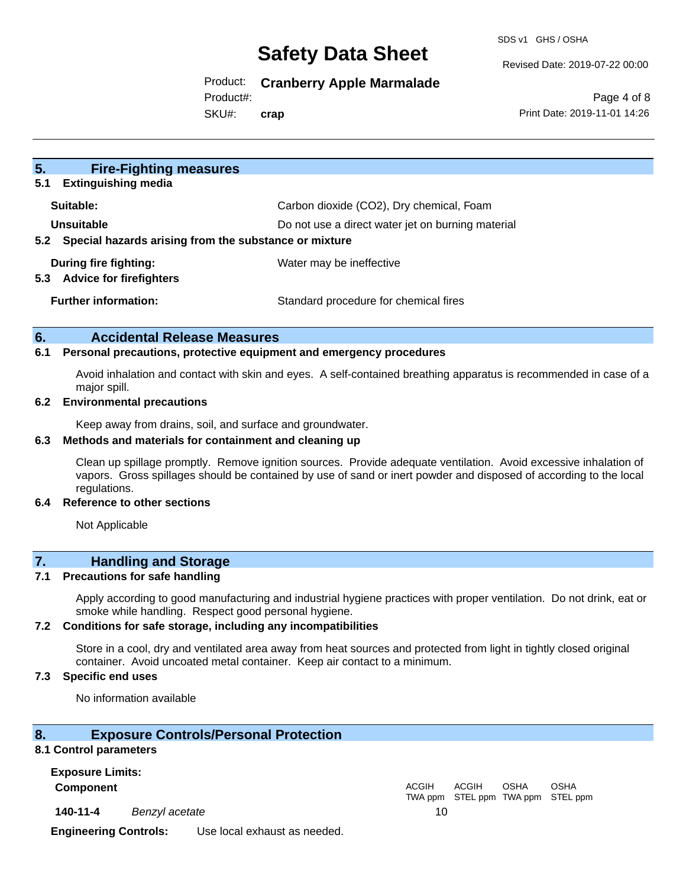## 5. Fire-Fighting measures

### 5.1 Extinguishing media

| | |
|---|---|
| **Suitable:** | Carbon dioxide ($CO_2$), Dry chemical, Foam |
| **Unsuitable** | Do not use a direct water jet on burning material |

### 5.2 Special hazards arising from the substance or mixture

| | |
|---|---|
| **During fire fighting:** | Water may be ineffective |

### 5.3 Advice for firefighters

| | |
|---|---|
| **Further information:** | Standard procedure for chemical fires |

## 6. Accidental Release Measures

### 6.1 Personal precautions, protective equipment and emergency procedures

Avoid inhalation and contact with skin and eyes. A self-contained breathing apparatus is recommended in case of a major spill.

### 6.2 Environmental precautions

Keep away from drains, soil, and surface and groundwater.

### 6.3 Methods and materials for containment and cleaning up

Clean up spillage promptly. Remove ignition sources. Provide adequate ventilation. Avoid excessive inhalation of vapors. Gross spillages should be contained by use of sand or inert powder and disposed of according to the local regulations.

### 6.4 Reference to other sections

Not Applicable

## 7. Handling and Storage

### 7.1 Precautions for safe handling

Apply according to good manufacturing and industrial hygiene practices with proper ventilation. Do not drink, eat or smoke while handling. Respect good personal hygiene.

### 7.2 Conditions for safe storage, including any incompatibilities

Store in a cool, dry and ventilated area away from heat sources and protected from light in tightly closed original container. Avoid uncoated metal container. Keep air contact to a minimum.

### 7.3 Specific end uses

No information available

## 8. Exposure Controls/Personal Protection

### 8.1 Control parameters

**Exposure Limits:**

| **Component** | | ACGIH TWA ppm | ACGIH STEL ppm | OSHA TWA ppm | OSHA STEL ppm |
|---|---|---|---|---|---|
| **140-11-4** | *Benzyl acetate* | 10 | | | |

**Engineering Controls:** Use local exhaust as needed.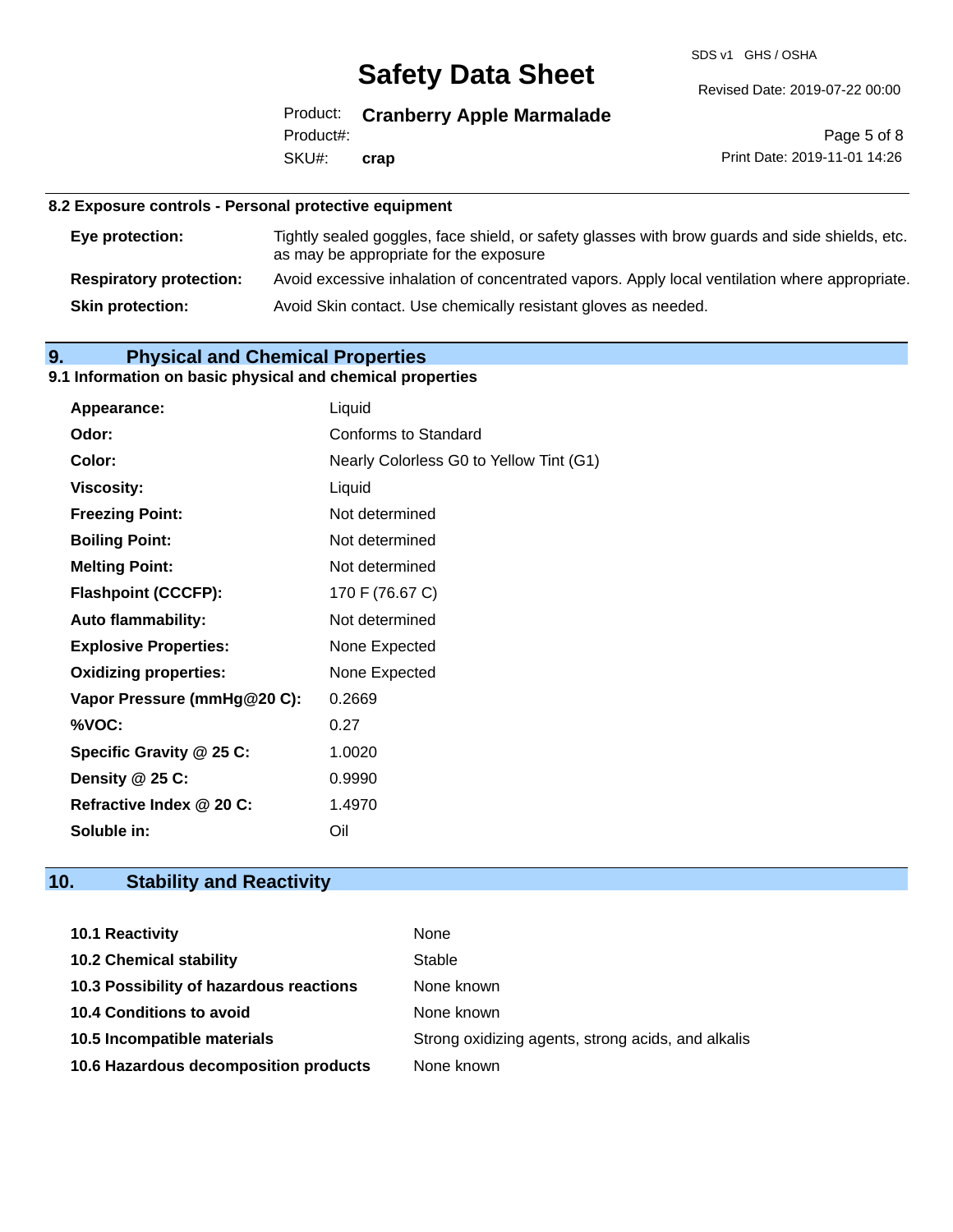### 8.2 Exposure controls - Personal protective equipment

| | |
|---|---|
| **Eye protection:** | Tightly sealed goggles, face shield, or safety glasses with brow guards and side shields, etc. as may be appropriate for the exposure |
| **Respiratory protection:** | Avoid excessive inhalation of concentrated vapors. Apply local ventilation where appropriate. |
| **Skin protection:** | Avoid Skin contact. Use chemically resistant gloves as needed. |

## 9. Physical and Chemical Properties

### 9.1 Information on basic physical and chemical properties

| | |
|---|---|
| **Appearance:** | Liquid |
| **Odor:** | Conforms to Standard |
| **Color:** | Nearly Colorless G0 to Yellow Tint (G1) |
| **Viscosity:** | Liquid |
| **Freezing Point:** | Not determined |
| **Boiling Point:** | Not determined |
| **Melting Point:** | Not determined |
| **Flashpoint (CCCFP):** | 170 F (76.67 C) |
| **Auto flammability:** | Not determined |
| **Explosive Properties:** | None Expected |
| **Oxidizing properties:** | None Expected |
| **Vapor Pressure (mmHg@20 C):** | 0.2669 |
| **%VOC:** | 0.27 |
| **Specific Gravity @ 25 C:** | 1.0020 |
| **Density @ 25 C:** | 0.9990 |
| **Refractive Index @ 20 C:** | 1.4970 |
| **Soluble in:** | Oil |

## 10. Stability and Reactivity

| | |
|---|---|
| **10.1 Reactivity** | None |
| **10.2 Chemical stability** | Stable |
| **10.3 Possibility of hazardous reactions** | None known |
| **10.4 Conditions to avoid** | None known |
| **10.5 Incompatible materials** | Strong oxidizing agents, strong acids, and alkalis |
| **10.6 Hazardous decomposition products** | None known |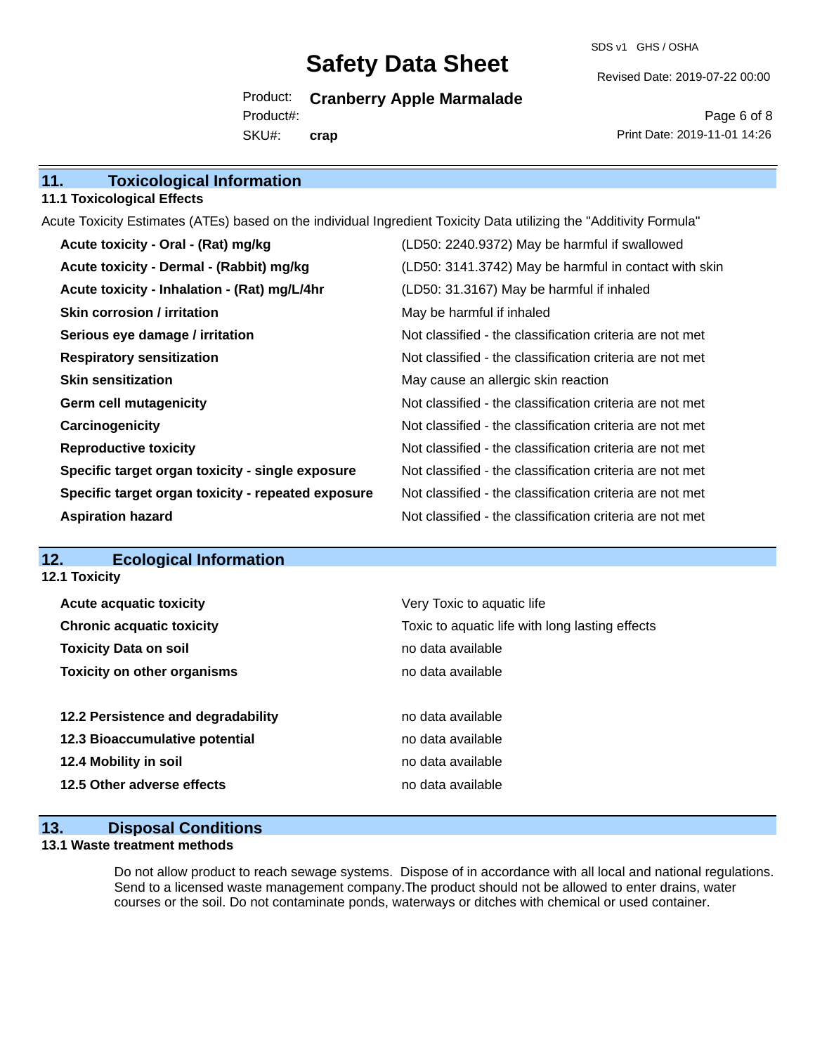## 11. Toxicological Information

### 11.1 Toxicological Effects

Acute Toxicity Estimates (ATEs) based on the individual Ingredient Toxicity Data utilizing the "Additivity Formula"

| | |
|---|---|
| **Acute toxicity - Oral - (Rat) mg/kg** | (LD50: 2240.9372) May be harmful if swallowed |
| **Acute toxicity - Dermal - (Rabbit) mg/kg** | (LD50: 3141.3742) May be harmful in contact with skin |
| **Acute toxicity - Inhalation - (Rat) mg/L/4hr** | (LD50: 31.3167) May be harmful if inhaled |
| **Skin corrosion / irritation** | May be harmful if inhaled |
| **Serious eye damage / irritation** | Not classified - the classification criteria are not met |
| **Respiratory sensitization** | Not classified - the classification criteria are not met |
| **Skin sensitization** | May cause an allergic skin reaction |
| **Germ cell mutagenicity** | Not classified - the classification criteria are not met |
| **Carcinogenicity** | Not classified - the classification criteria are not met |
| **Reproductive toxicity** | Not classified - the classification criteria are not met |
| **Specific target organ toxicity - single exposure** | Not classified - the classification criteria are not met |
| **Specific target organ toxicity - repeated exposure** | Not classified - the classification criteria are not met |
| **Aspiration hazard** | Not classified - the classification criteria are not met |

## 12. Ecological Information

### 12.1 Toxicity

| | |
|---|---|
| **Acute acquatic toxicity** | Very Toxic to aquatic life |
| **Chronic acquatic toxicity** | Toxic to aquatic life with long lasting effects |
| **Toxicity Data on soil** | no data available |
| **Toxicity on other organisms** | no data available |

| | |
|---|---|
| **12.2 Persistence and degradability** | no data available |
| **12.3 Bioaccumulative potential** | no data available |
| **12.4 Mobility in soil** | no data available |
| **12.5 Other adverse effects** | no data available |

## 13. Disposal Conditions

### 13.1 Waste treatment methods

Do not allow product to reach sewage systems. Dispose of in accordance with all local and national regulations. Send to a licensed waste management company.The product should not be allowed to enter drains, water courses or the soil. Do not contaminate ponds, waterways or ditches with chemical or used container.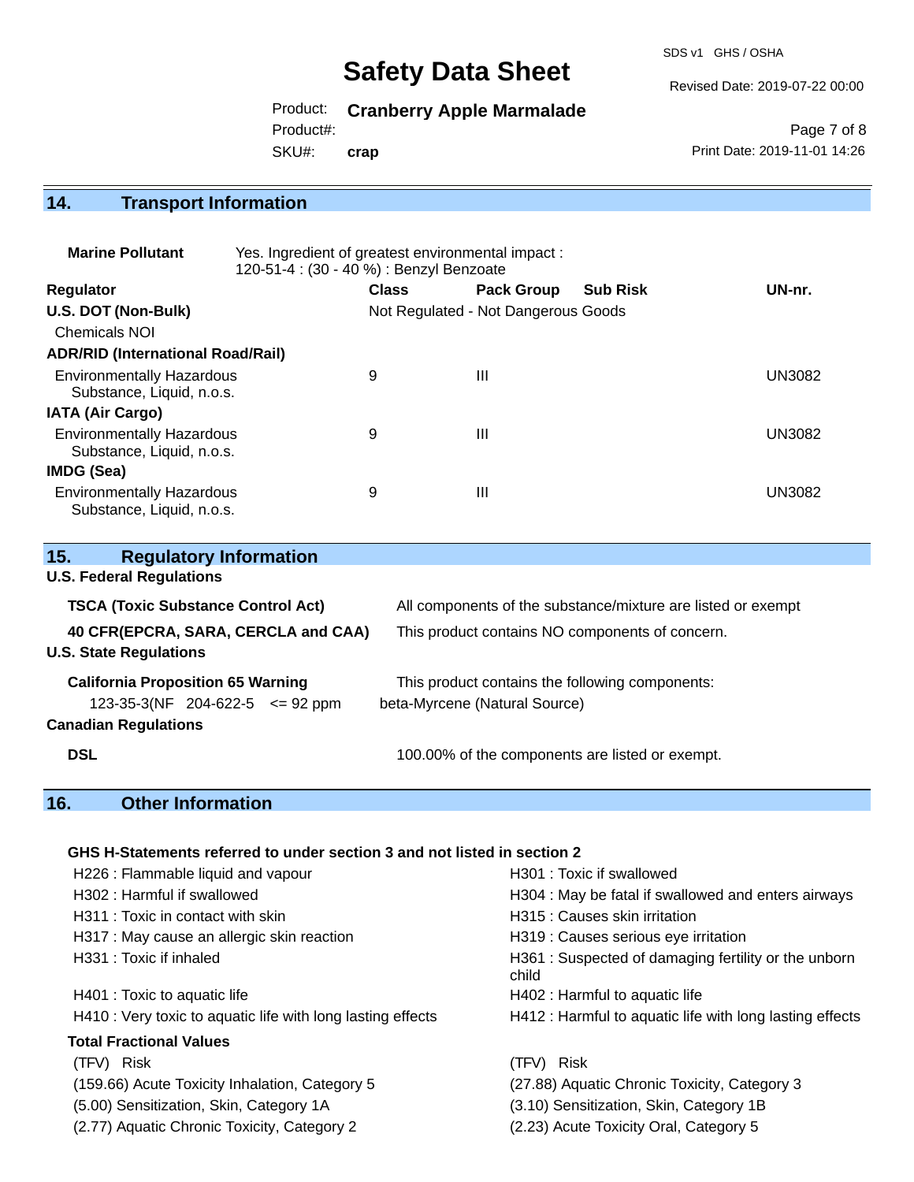## 14. Transport Information

**Marine Pollutant** Yes. Ingredient of greatest environmental impact : 120-51-4 : (30 - 40 %) : Benzyl Benzoate

| Regulator | Class | Pack Group | Sub Risk | UN-nr. |
|---|---|---|---|---|
| **U.S. DOT (Non-Bulk)** | Not Regulated - Not Dangerous Goods | | | |
| Chemicals NOI | | | | |
| **ADR/RID (International Road/Rail)** | | | | |
| Environmentally Hazardous Substance, Liquid, n.o.s. | 9 | III | | UN3082 |
| **IATA (Air Cargo)** | | | | |
| Environmentally Hazardous Substance, Liquid, n.o.s. | 9 | III | | UN3082 |
| **IMDG (Sea)** | | | | |
| Environmentally Hazardous Substance, Liquid, n.o.s. | 9 | III | | UN3082 |

## 15. Regulatory Information

**U.S. Federal Regulations**

**TSCA (Toxic Substance Control Act)** All components of the substance/mixture are listed or exempt

**40 CFR(EPCRA, SARA, CERCLA and CAA)** This product contains NO components of concern.

**U.S. State Regulations**

**California Proposition 65 Warning** This product contains the following components:

123-35-3(NF 204-622-5 <= 92 ppm beta-Myrcene (Natural Source)

**Canadian Regulations**

**DSL** 100.00% of the components are listed or exempt.

## 16. Other Information

**GHS H-Statements referred to under section 3 and not listed in section 2**

- H226 : Flammable liquid and vapour
- H301 : Toxic if swallowed
- H302 : Harmful if swallowed
- H304 : May be fatal if swallowed and enters airways
- H311 : Toxic in contact with skin
- H315 : Causes skin irritation
- H317 : May cause an allergic skin reaction
- H319 : Causes serious eye irritation
- H331 : Toxic if inhaled
- H361 : Suspected of damaging fertility or the unborn child
- H401 : Toxic to aquatic life
- H402 : Harmful to aquatic life
- H410 : Very toxic to aquatic life with long lasting effects
- H412 : Harmful to aquatic life with long lasting effects

**Total Fractional Values**

| (TFV) Risk | (TFV) Risk |
|---|---|
| (159.66) Acute Toxicity Inhalation, Category 5 | (27.88) Aquatic Chronic Toxicity, Category 3 |
| (5.00) Sensitization, Skin, Category 1A | (3.10) Sensitization, Skin, Category 1B |
| (2.77) Aquatic Chronic Toxicity, Category 2 | (2.23) Acute Toxicity Oral, Category 5 |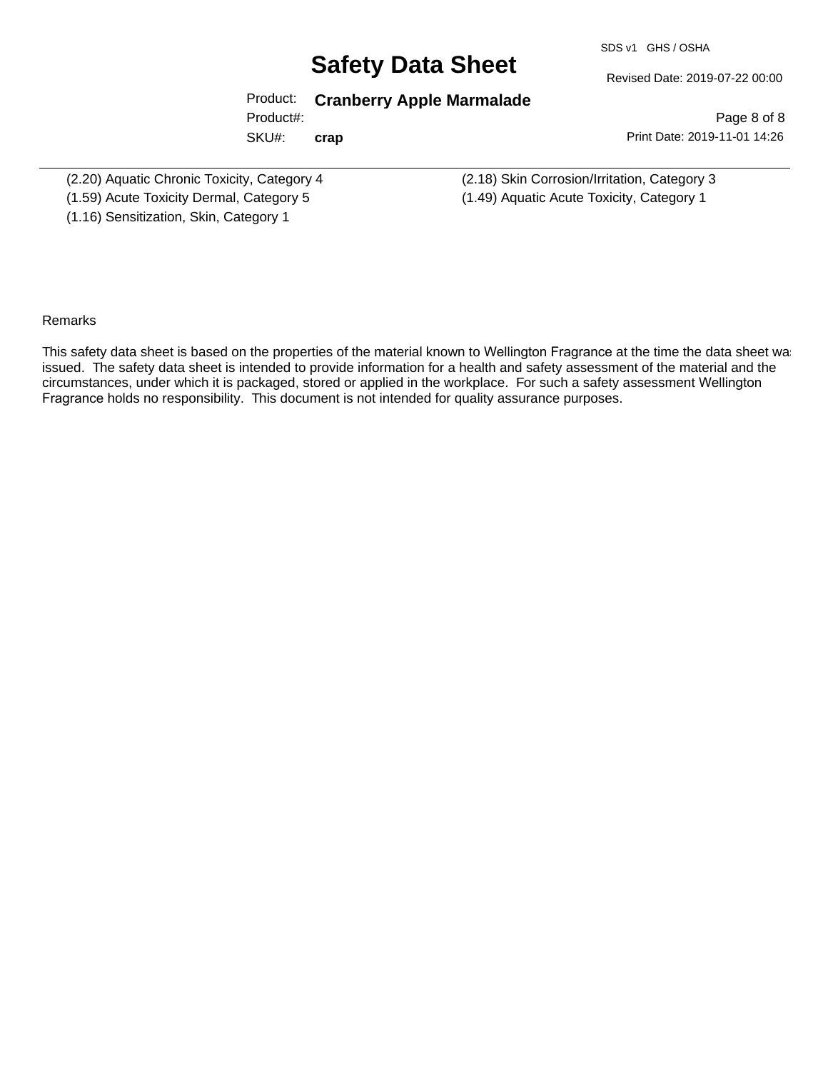(2.20) Aquatic Chronic Toxicity, Category 4

(1.59) Acute Toxicity Dermal, Category 5

(1.16) Sensitization, Skin, Category 1

(2.18) Skin Corrosion/Irritation, Category 3

(1.49) Aquatic Acute Toxicity, Category 1

Remarks

This safety data sheet is based on the properties of the material known to Wellington Fragrance at the time the data sheet was issued. The safety data sheet is intended to provide information for a health and safety assessment of the material and the circumstances, under which it is packaged, stored or applied in the workplace. For such a safety assessment Wellington Fragrance holds no responsibility. This document is not intended for quality assurance purposes.